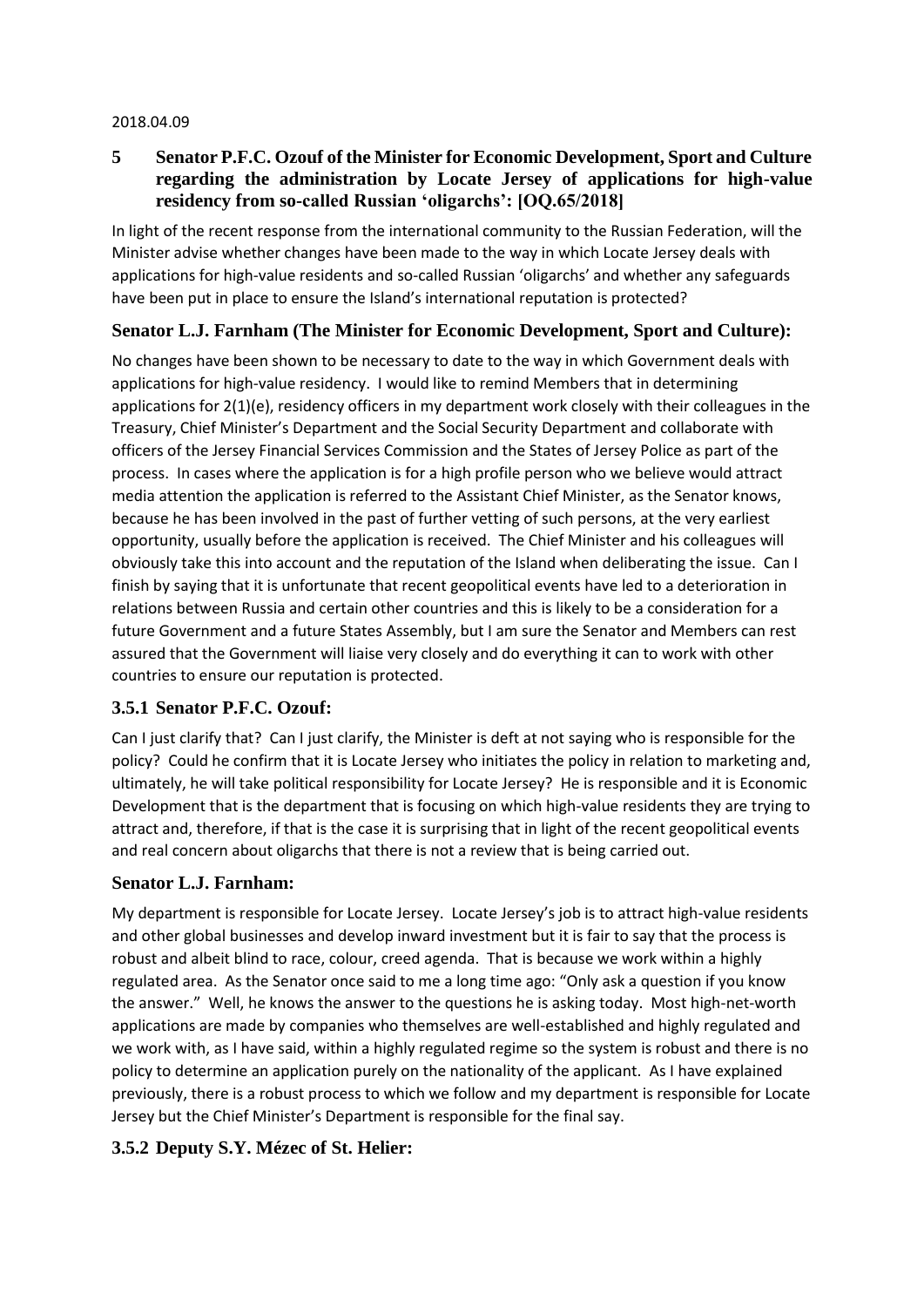2018.04.09

## 5 Senator P.F.C. Ozouf of the Minister for Economic Development, Sport and Culture regarding the administration by Locate Jersey of applications for high-value residency from so-called Russian 'oligarchs': [OQ.65/2018]

In light of the recent response from the international community to the Russian Federation, will the Minister advise whether changes have been made to the way in which Locate Jersey deals with applications for high-value residents and so-called Russian 'oligarchs' and whether any safeguards have been put in place to ensure the Island's international reputation is protected?

### Senator L.J. Farnham (The Minister for Economic Development, Sport and Culture):

No changes have been shown to be necessary to date to the way in which Government deals with applications for high-value residency. I would like to remind Members that in determining applications for 2(1)(e), residency officers in my department work closely with their colleagues in the Treasury, Chief Minister's Department and the Social Security Department and collaborate with officers of the Jersey Financial Services Commission and the States of Jersey Police as part of the process. In cases where the application is for a high profile person who we believe would attract media attention the application is referred to the Assistant Chief Minister, as the Senator knows, because he has been involved in the past of further vetting of such persons, at the very earliest opportunity, usually before the application is received. The Chief Minister and his colleagues will obviously take this into account and the reputation of the Island when deliberating the issue. Can I finish by saying that it is unfortunate that recent geopolitical events have led to a deterioration in relations between Russia and certain other countries and this is likely to be a consideration for a future Government and a future States Assembly, but I am sure the Senator and Members can rest assured that the Government will liaise very closely and do everything it can to work with other countries to ensure our reputation is protected.

### 3.5.1 Senator P.F.C. Ozouf:

Can I just clarify that? Can I just clarify, the Minister is deft at not saying who is responsible for the policy? Could he confirm that it is Locate Jersey who initiates the policy in relation to marketing and, ultimately, he will take political responsibility for Locate Jersey? He is responsible and it is Economic Development that is the department that is focusing on which high-value residents they are trying to attract and, therefore, if that is the case it is surprising that in light of the recent geopolitical events and real concern about oligarchs that there is not a review that is being carried out.

### Senator L.J. Farnham:

My department is responsible for Locate Jersey. Locate Jersey's job is to attract high-value residents and other global businesses and develop inward investment but it is fair to say that the process is robust and albeit blind to race, colour, creed agenda. That is because we work within a highly regulated area. As the Senator once said to me a long time ago: "Only ask a question if you know the answer." Well, he knows the answer to the questions he is asking today. Most high-net-worth applications are made by companies who themselves are well-established and highly regulated and we work with, as I have said, within a highly regulated regime so the system is robust and there is no policy to determine an application purely on the nationality of the applicant. As I have explained previously, there is a robust process to which we follow and my department is responsible for Locate Jersey but the Chief Minister's Department is responsible for the final say.

### 3.5.2 Deputy S.Y. Mézec of St. Helier: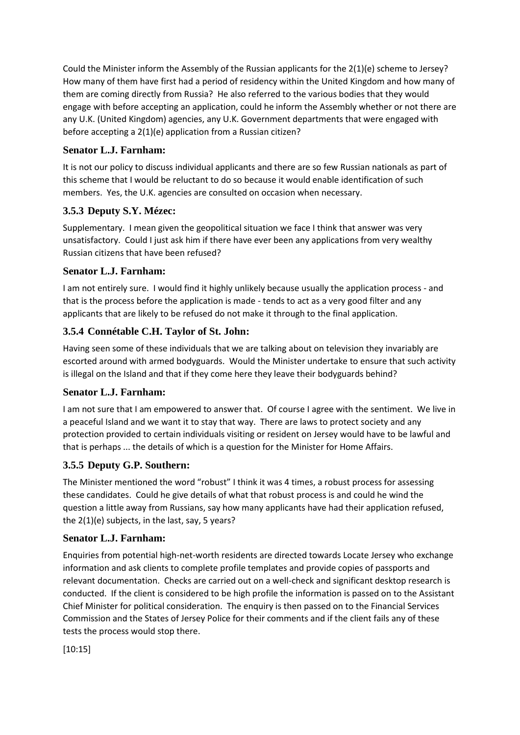Could the Minister inform the Assembly of the Russian applicants for the 2(1)(e) scheme to Jersey? How many of them have first had a period of residency within the United Kingdom and how many of them are coming directly from Russia? He also referred to the various bodies that they would engage with before accepting an application, could he inform the Assembly whether or not there are any U.K. (United Kingdom) agencies, any U.K. Government departments that were engaged with before accepting a 2(1)(e) application from a Russian citizen?

### Senator L.J. Farnham:

It is not our policy to discuss individual applicants and there are so few Russian nationals as part of this scheme that I would be reluctant to do so because it would enable identification of such members. Yes, the U.K. agencies are consulted on occasion when necessary.

### 3.5.3 Deputy S.Y. Mézec:

Supplementary. I mean given the geopolitical situation we face I think that answer was very unsatisfactory. Could I just ask him if there have ever been any applications from very wealthy Russian citizens that have been refused?

### Senator L.J. Farnham:

I am not entirely sure. I would find it highly unlikely because usually the application process - and that is the process before the application is made - tends to act as a very good filter and any applicants that are likely to be refused do not make it through to the final application.

### 3.5.4 Connétable C.H. Taylor of St. John:

Having seen some of these individuals that we are talking about on television they invariably are escorted around with armed bodyguards. Would the Minister undertake to ensure that such activity is illegal on the Island and that if they come here they leave their bodyguards behind?

### Senator L.J. Farnham:

I am not sure that I am empowered to answer that. Of course I agree with the sentiment. We live in a peaceful Island and we want it to stay that way. There are laws to protect society and any protection provided to certain individuals visiting or resident on Jersey would have to be lawful and that is perhaps ... the details of which is a question for the Minister for Home Affairs.

### 3.5.5 Deputy G.P. Southern:

The Minister mentioned the word "robust" I think it was 4 times, a robust process for assessing these candidates. Could he give details of what that robust process is and could he wind the question a little away from Russians, say how many applicants have had their application refused, the 2(1)(e) subjects, in the last, say, 5 years?

### Senator L.J. Farnham:

Enquiries from potential high-net-worth residents are directed towards Locate Jersey who exchange information and ask clients to complete profile templates and provide copies of passports and relevant documentation. Checks are carried out on a well-check and significant desktop research is conducted. If the client is considered to be high profile the information is passed on to the Assistant Chief Minister for political consideration. The enquiry is then passed on to the Financial Services Commission and the States of Jersey Police for their comments and if the client fails any of these tests the process would stop there.

[10:15]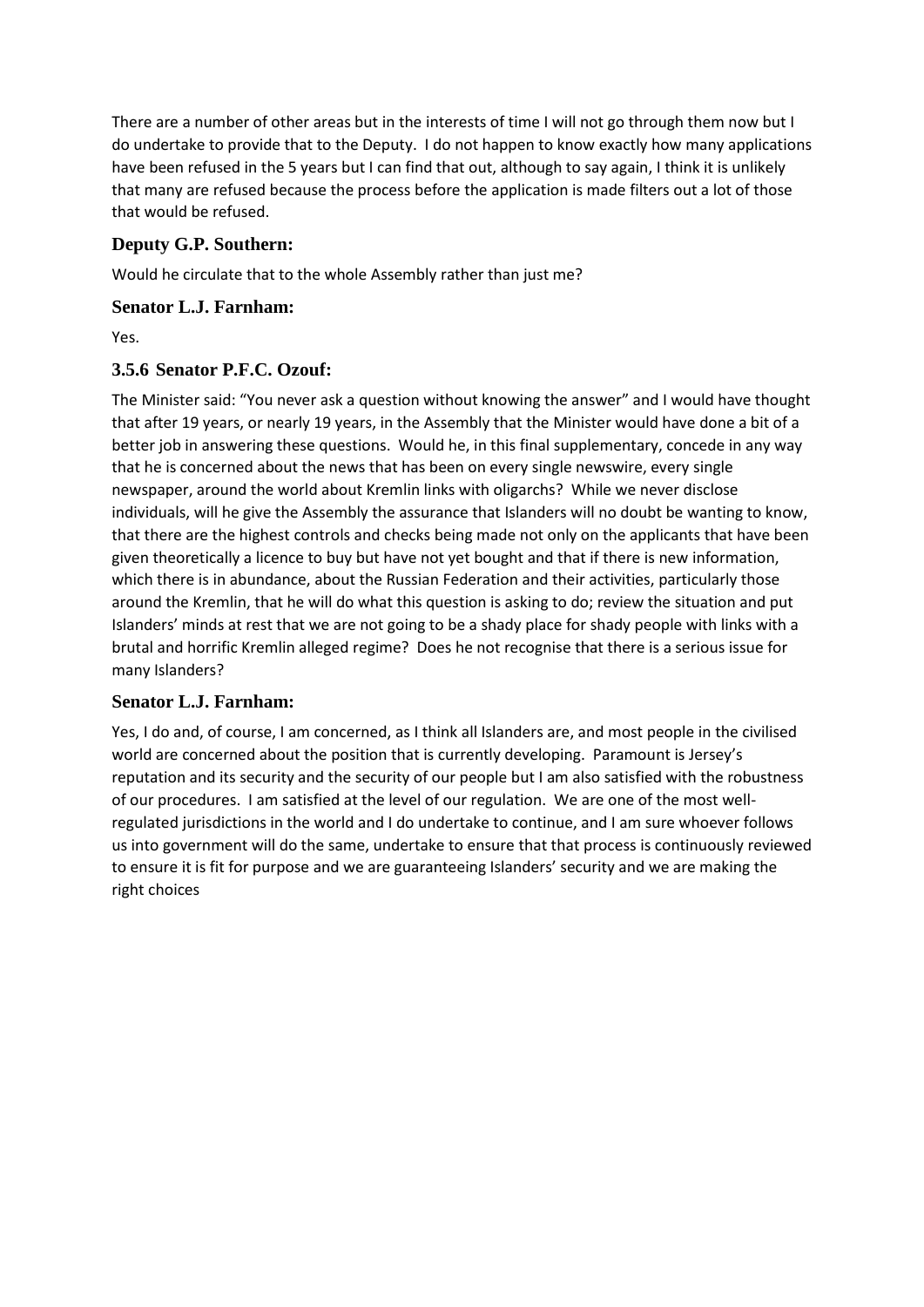There are a number of other areas but in the interests of time I will not go through them now but I do undertake to provide that to the Deputy. I do not happen to know exactly how many applications have been refused in the 5 years but I can find that out, although to say again, I think it is unlikely that many are refused because the process before the application is made filters out a lot of those that would be refused.

### Deputy G.P. Southern:

Would he circulate that to the whole Assembly rather than just me?

### Senator L.J. Farnham:

Yes.

### 3.5.6 Senator P.F.C. Ozouf:

The Minister said: "You never ask a question without knowing the answer" and I would have thought that after 19 years, or nearly 19 years, in the Assembly that the Minister would have done a bit of a better job in answering these questions. Would he, in this final supplementary, concede in any way that he is concerned about the news that has been on every single newswire, every single newspaper, around the world about Kremlin links with oligarchs? While we never disclose individuals, will he give the Assembly the assurance that Islanders will no doubt be wanting to know, that there are the highest controls and checks being made not only on the applicants that have been given theoretically a licence to buy but have not yet bought and that if there is new information, which there is in abundance, about the Russian Federation and their activities, particularly those around the Kremlin, that he will do what this question is asking to do; review the situation and put Islanders' minds at rest that we are not going to be a shady place for shady people with links with a brutal and horrific Kremlin alleged regime? Does he not recognise that there is a serious issue for many Islanders?

### Senator L.J. Farnham:

Yes, I do and, of course, I am concerned, as I think all Islanders are, and most people in the civilised world are concerned about the position that is currently developing. Paramount is Jersey's reputation and its security and the security of our people but I am also satisfied with the robustness of our procedures. I am satisfied at the level of our regulation. We are one of the most well-regulated jurisdictions in the world and I do undertake to continue, and I am sure whoever follows us into government will do the same, undertake to ensure that that process is continuously reviewed to ensure it is fit for purpose and we are guaranteeing Islanders' security and we are making the right choices